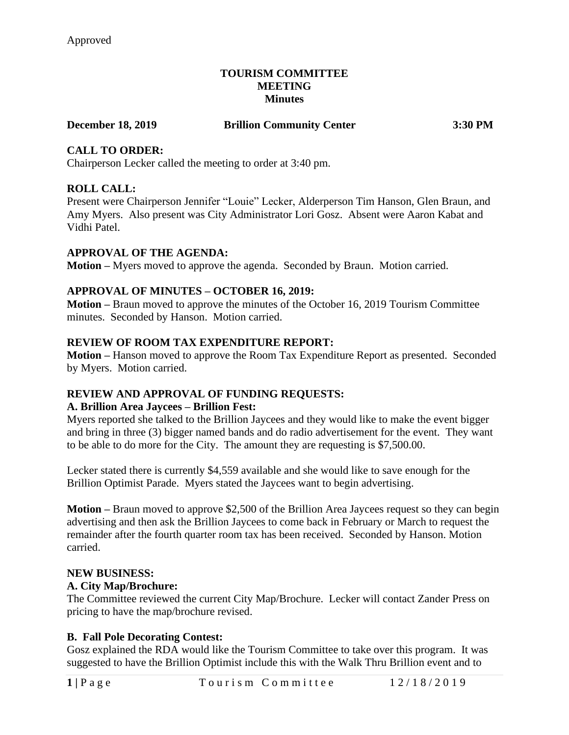Approved

# TOURISM COMMITTEE MEETING Minutes

**December 18, 2019 Brillion Community Center 3:30 PM**

## CALL TO ORDER:

Chairperson Lecker called the meeting to order at 3:40 pm.

## ROLL CALL:

Present were Chairperson Jennifer "Louie" Lecker, Alderperson Tim Hanson, Glen Braun, and Amy Myers. Also present was City Administrator Lori Gosz. Absent were Aaron Kabat and Vidhi Patel.

## APPROVAL OF THE AGENDA:

**Motion –** Myers moved to approve the agenda. Seconded by Braun. Motion carried.

## APPROVAL OF MINUTES – OCTOBER 16, 2019:

**Motion –** Braun moved to approve the minutes of the October 16, 2019 Tourism Committee minutes. Seconded by Hanson. Motion carried.

## REVIEW OF ROOM TAX EXPENDITURE REPORT:

**Motion –** Hanson moved to approve the Room Tax Expenditure Report as presented. Seconded by Myers. Motion carried.

## REVIEW AND APPROVAL OF FUNDING REQUESTS:

### A. Brillion Area Jaycees – Brillion Fest:

Myers reported she talked to the Brillion Jaycees and they would like to make the event bigger and bring in three (3) bigger named bands and do radio advertisement for the event. They want to be able to do more for the City. The amount they are requesting is $7,500.00.

Lecker stated there is currently $4,559 available and she would like to save enough for the Brillion Optimist Parade. Myers stated the Jaycees want to begin advertising.

**Motion –** Braun moved to approve $2,500 of the Brillion Area Jaycees request so they can begin advertising and then ask the Brillion Jaycees to come back in February or March to request the remainder after the fourth quarter room tax has been received. Seconded by Hanson. Motion carried.

## NEW BUSINESS:

### A. City Map/Brochure:

The Committee reviewed the current City Map/Brochure. Lecker will contact Zander Press on pricing to have the map/brochure revised.

### B. Fall Pole Decorating Contest:

Gosz explained the RDA would like the Tourism Committee to take over this program. It was suggested to have the Brillion Optimist include this with the Walk Thru Brillion event and to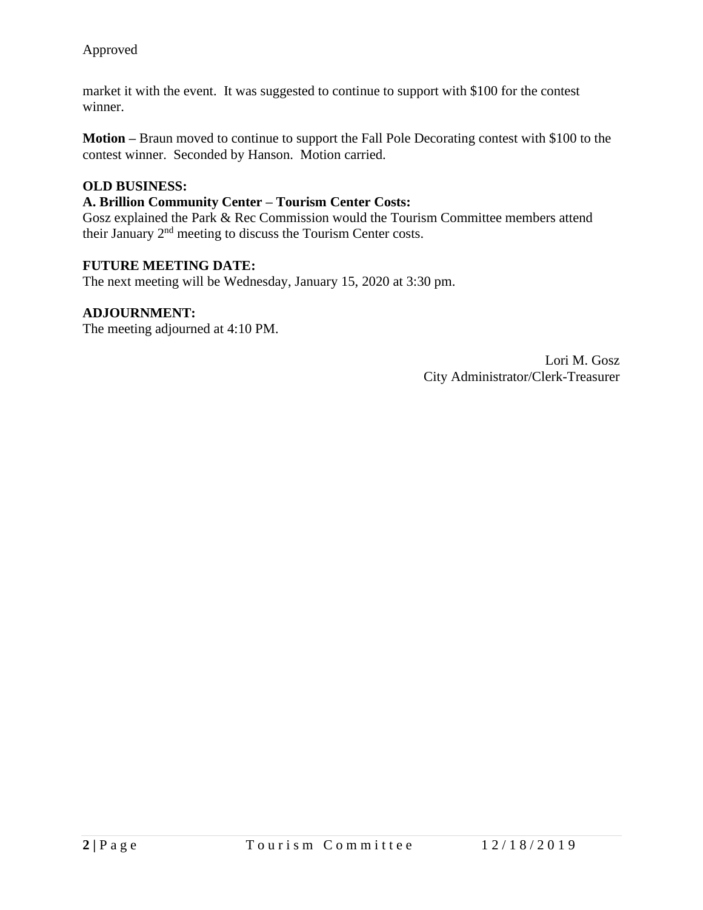Approved

market it with the event. It was suggested to continue to support with $100 for the contest winner.

**Motion –** Braun moved to continue to support the Fall Pole Decorating contest with $100 to the contest winner. Seconded by Hanson. Motion carried.

**OLD BUSINESS:**

**A. Brillion Community Center – Tourism Center Costs:**

Gosz explained the Park & Rec Commission would the Tourism Committee members attend their January 2nd meeting to discuss the Tourism Center costs.

**FUTURE MEETING DATE:**

The next meeting will be Wednesday, January 15, 2020 at 3:30 pm.

**ADJOURNMENT:**

The meeting adjourned at 4:10 PM.

Lori M. Gosz
City Administrator/Clerk-Treasurer